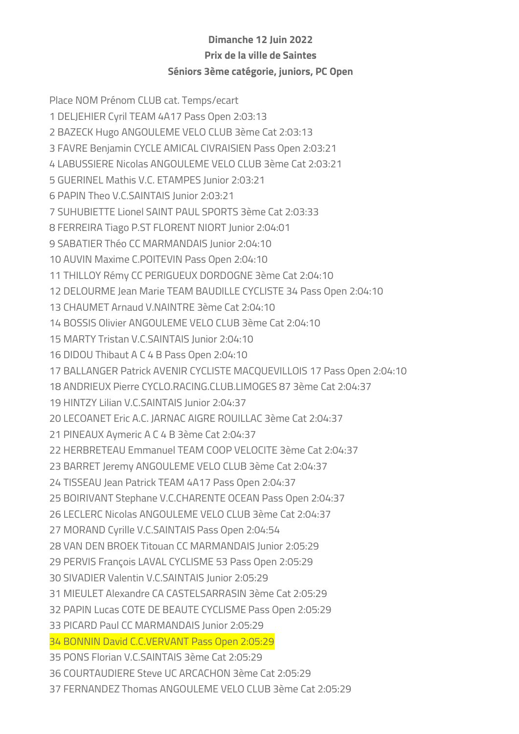**Dimanche 12 Juin 2022**

**Prix de la ville de Saintes**

**Séniors 3ème catégorie, juniors, PC Open**

Place NOM Prénom CLUB cat. Temps/ecart

1 DELJEHIER Cyril TEAM 4A17 Pass Open 2:03:13

2 BAZECK Hugo ANGOULEME VELO CLUB 3ème Cat 2:03:13

3 FAVRE Benjamin CYCLE AMICAL CIVRAISIEN Pass Open 2:03:21

4 LABUSSIERE Nicolas ANGOULEME VELO CLUB 3ème Cat 2:03:21

5 GUERINEL Mathis V.C. ETAMPES Junior 2:03:21

6 PAPIN Theo V.C.SAINTAIS Junior 2:03:21

7 SUHUBIETTE Lionel SAINT PAUL SPORTS 3ème Cat 2:03:33

8 FERREIRA Tiago P.ST FLORENT NIORT Junior 2:04:01

9 SABATIER Théo CC MARMANDAIS Junior 2:04:10

10 AUVIN Maxime C.POITEVIN Pass Open 2:04:10

11 THILLOY Rémy CC PERIGUEUX DORDOGNE 3ème Cat 2:04:10

12 DELOURME Jean Marie TEAM BAUDILLE CYCLISTE 34 Pass Open 2:04:10

13 CHAUMET Arnaud V.NAINTRE 3ème Cat 2:04:10

14 BOSSIS Olivier ANGOULEME VELO CLUB 3ème Cat 2:04:10

15 MARTY Tristan V.C.SAINTAIS Junior 2:04:10

16 DIDOU Thibaut A C 4 B Pass Open 2:04:10

17 BALLANGER Patrick AVENIR CYCLISTE MACQUEVILLOIS 17 Pass Open 2:04:10

18 ANDRIEUX Pierre CYCLO.RACING.CLUB.LIMOGES 87 3ème Cat 2:04:37

19 HINTZY Lilian V.C.SAINTAIS Junior 2:04:37

20 LECOANET Eric A.C. JARNAC AIGRE ROUILLAC 3ème Cat 2:04:37

21 PINEAUX Aymeric A C 4 B 3ème Cat 2:04:37

22 HERBRETEAU Emmanuel TEAM COOP VELOCITE 3ème Cat 2:04:37

23 BARRET Jeremy ANGOULEME VELO CLUB 3ème Cat 2:04:37

24 TISSEAU Jean Patrick TEAM 4A17 Pass Open 2:04:37

25 BOIRIVANT Stephane V.C.CHARENTE OCEAN Pass Open 2:04:37

26 LECLERC Nicolas ANGOULEME VELO CLUB 3ème Cat 2:04:37

27 MORAND Cyrille V.C.SAINTAIS Pass Open 2:04:54

28 VAN DEN BROEK Titouan CC MARMANDAIS Junior 2:05:29

29 PERVIS François LAVAL CYCLISME 53 Pass Open 2:05:29

30 SIVADIER Valentin V.C.SAINTAIS Junior 2:05:29

31 MIEULET Alexandre CA CASTELSARRASIN 3ème Cat 2:05:29

32 PAPIN Lucas COTE DE BEAUTE CYCLISME Pass Open 2:05:29

33 PICARD Paul CC MARMANDAIS Junior 2:05:29

34 BONNIN David C.C.VERVANT Pass Open 2:05:29

35 PONS Florian V.C.SAINTAIS 3ème Cat 2:05:29

36 COURTAUDIERE Steve UC ARCACHON 3ème Cat 2:05:29

37 FERNANDEZ Thomas ANGOULEME VELO CLUB 3ème Cat 2:05:29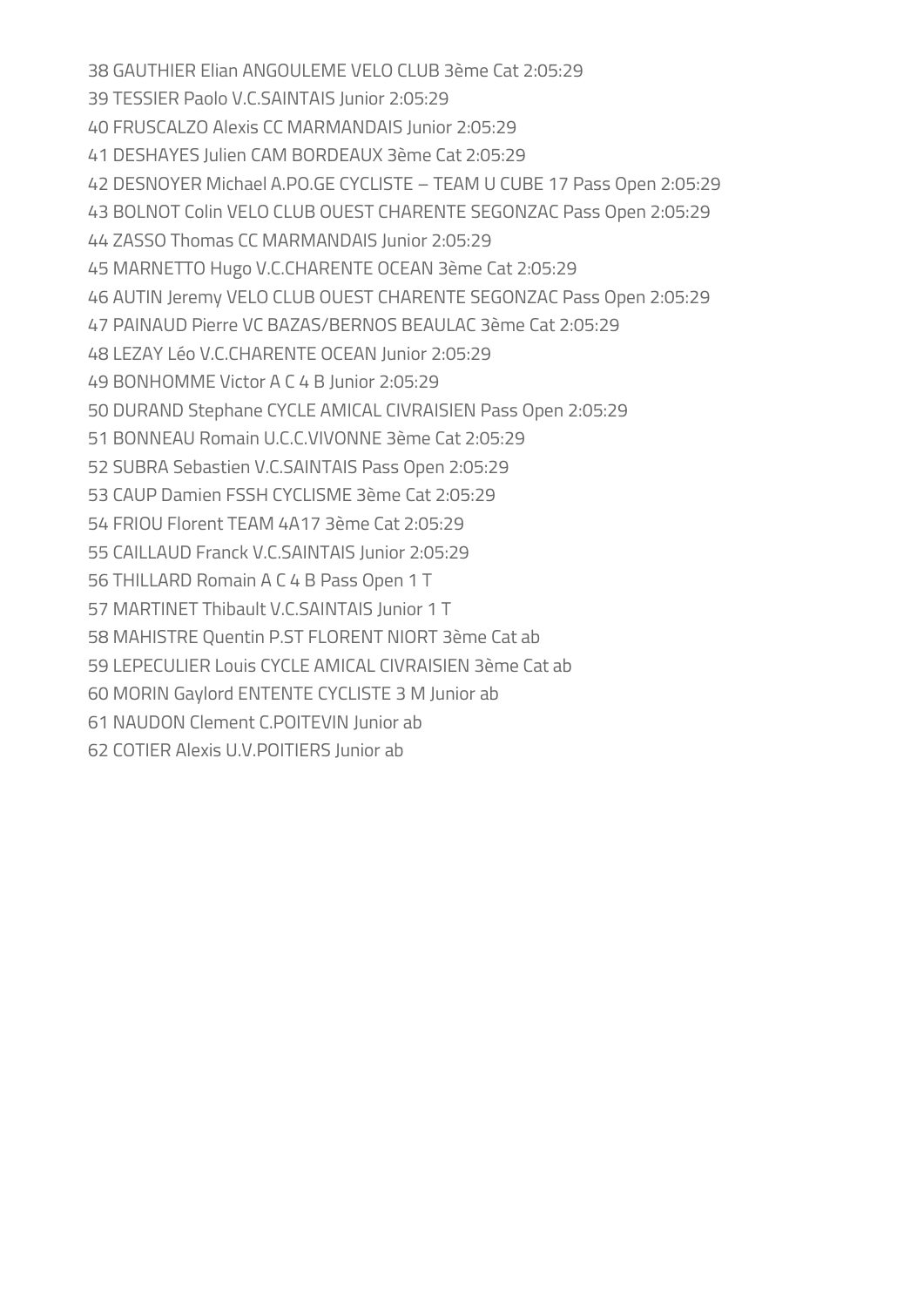38 GAUTHIER Elian ANGOULEME VELO CLUB 3ème Cat 2:05:29

39 TESSIER Paolo V.C.SAINTAIS Junior 2:05:29

40 FRUSCALZO Alexis CC MARMANDAIS Junior 2:05:29

41 DESHAYES Julien CAM BORDEAUX 3ème Cat 2:05:29

42 DESNOYER Michael A.PO.GE CYCLISTE – TEAM U CUBE 17 Pass Open 2:05:29

43 BOLNOT Colin VELO CLUB OUEST CHARENTE SEGONZAC Pass Open 2:05:29

44 ZASSO Thomas CC MARMANDAIS Junior 2:05:29

45 MARNETTO Hugo V.C.CHARENTE OCEAN 3ème Cat 2:05:29

46 AUTIN Jeremy VELO CLUB OUEST CHARENTE SEGONZAC Pass Open 2:05:29

47 PAINAUD Pierre VC BAZAS/BERNOS BEAULAC 3ème Cat 2:05:29

48 LEZAY Léo V.C.CHARENTE OCEAN Junior 2:05:29

49 BONHOMME Victor A C 4 B Junior 2:05:29

50 DURAND Stephane CYCLE AMICAL CIVRAISIEN Pass Open 2:05:29

51 BONNEAU Romain U.C.C.VIVONNE 3ème Cat 2:05:29

52 SUBRA Sebastien V.C.SAINTAIS Pass Open 2:05:29

53 CAUP Damien FSSH CYCLISME 3ème Cat 2:05:29

54 FRIOU Florent TEAM 4A17 3ème Cat 2:05:29

55 CAILLAUD Franck V.C.SAINTAIS Junior 2:05:29

56 THILLARD Romain A C 4 B Pass Open 1 T

57 MARTINET Thibault V.C.SAINTAIS Junior 1 T

58 MAHISTRE Quentin P.ST FLORENT NIORT 3ème Cat ab

59 LEPECULIER Louis CYCLE AMICAL CIVRAISIEN 3ème Cat ab

60 MORIN Gaylord ENTENTE CYCLISTE 3 M Junior ab

61 NAUDON Clement C.POITEVIN Junior ab

62 COTIER Alexis U.V.POITIERS Junior ab